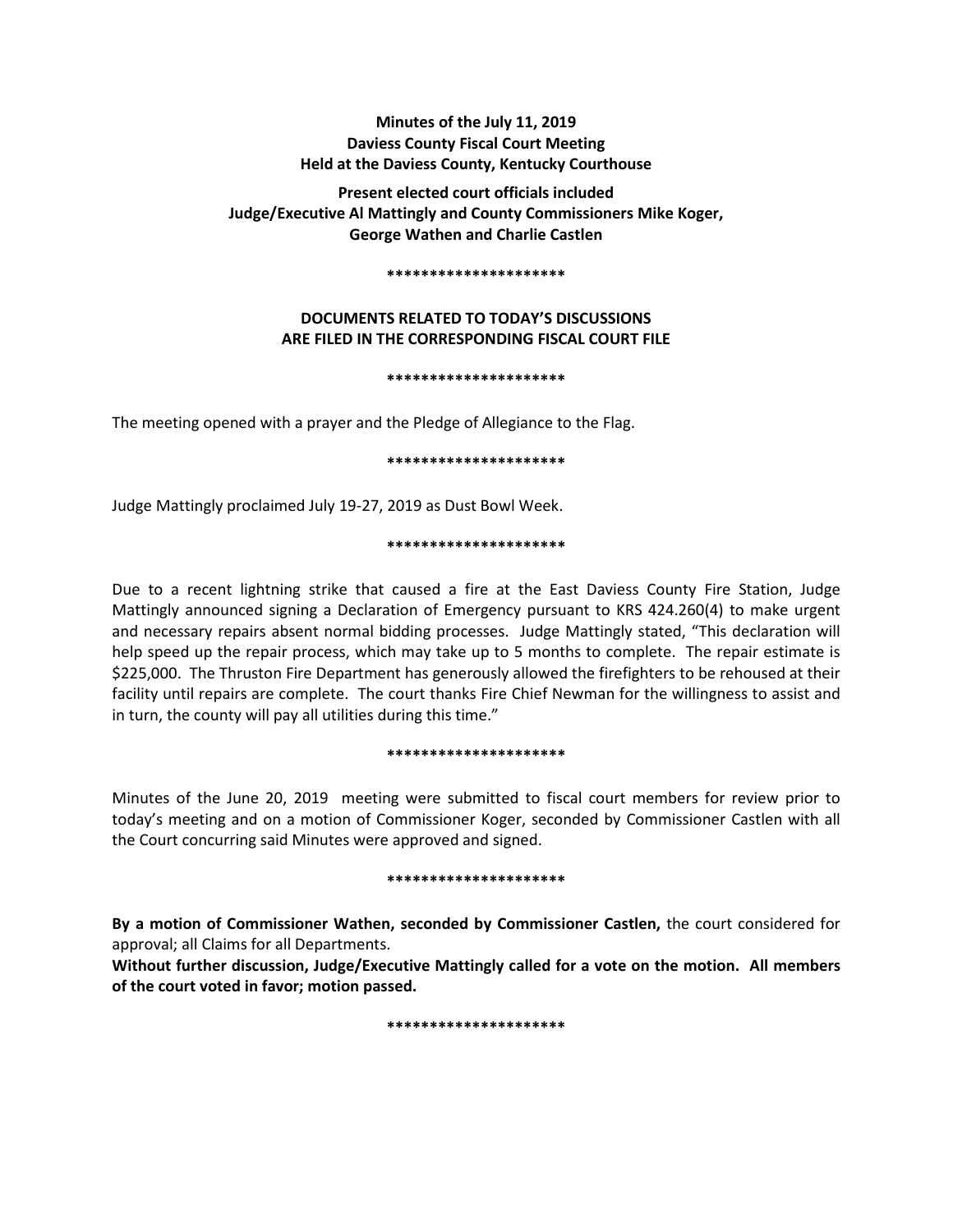**Minutes of the July 11, 2019**
**Daviess County Fiscal Court Meeting**
**Held at the Daviess County, Kentucky Courthouse**

**Present elected court officials included**
**Judge/Executive Al Mattingly and County Commissioners Mike Koger, George Wathen and Charlie Castlen**

*********************

**DOCUMENTS RELATED TO TODAY'S DISCUSSIONS ARE FILED IN THE CORRESPONDING FISCAL COURT FILE**

*********************

The meeting opened with a prayer and the Pledge of Allegiance to the Flag.

*********************

Judge Mattingly proclaimed July 19-27, 2019 as Dust Bowl Week.

*********************

Due to a recent lightning strike that caused a fire at the East Daviess County Fire Station, Judge Mattingly announced signing a Declaration of Emergency pursuant to KRS 424.260(4) to make urgent and necessary repairs absent normal bidding processes. Judge Mattingly stated, "This declaration will help speed up the repair process, which may take up to 5 months to complete. The repair estimate is $225,000. The Thruston Fire Department has generously allowed the firefighters to be rehoused at their facility until repairs are complete. The court thanks Fire Chief Newman for the willingness to assist and in turn, the county will pay all utilities during this time."

*********************

Minutes of the June 20, 2019 meeting were submitted to fiscal court members for review prior to today's meeting and on a motion of Commissioner Koger, seconded by Commissioner Castlen with all the Court concurring said Minutes were approved and signed.

*********************

**By a motion of Commissioner Wathen, seconded by Commissioner Castlen,** the court considered for approval; all Claims for all Departments.

**Without further discussion, Judge/Executive Mattingly called for a vote on the motion. All members of the court voted in favor; motion passed.**

*********************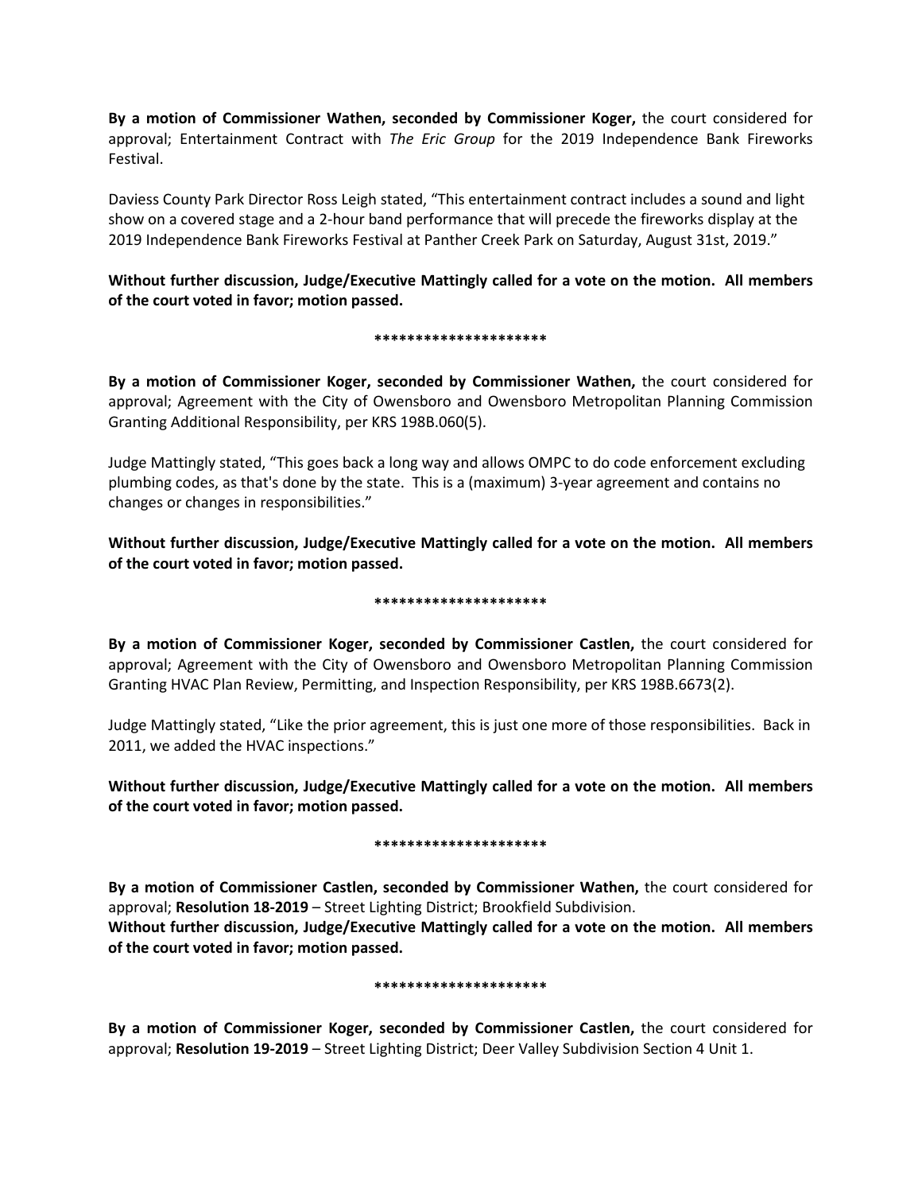**By a motion of Commissioner Wathen, seconded by Commissioner Koger,** the court considered for approval; Entertainment Contract with *The Eric Group* for the 2019 Independence Bank Fireworks Festival.

Daviess County Park Director Ross Leigh stated, "This entertainment contract includes a sound and light show on a covered stage and a 2-hour band performance that will precede the fireworks display at the 2019 Independence Bank Fireworks Festival at Panther Creek Park on Saturday, August 31st, 2019."

**Without further discussion, Judge/Executive Mattingly called for a vote on the motion. All members of the court voted in favor; motion passed.**

**********************

**By a motion of Commissioner Koger, seconded by Commissioner Wathen,** the court considered for approval; Agreement with the City of Owensboro and Owensboro Metropolitan Planning Commission Granting Additional Responsibility, per KRS 198B.060(5).

Judge Mattingly stated, "This goes back a long way and allows OMPC to do code enforcement excluding plumbing codes, as that's done by the state. This is a (maximum) 3-year agreement and contains no changes or changes in responsibilities."

**Without further discussion, Judge/Executive Mattingly called for a vote on the motion. All members of the court voted in favor; motion passed.**

**********************

**By a motion of Commissioner Koger, seconded by Commissioner Castlen,** the court considered for approval; Agreement with the City of Owensboro and Owensboro Metropolitan Planning Commission Granting HVAC Plan Review, Permitting, and Inspection Responsibility, per KRS 198B.6673(2).

Judge Mattingly stated, "Like the prior agreement, this is just one more of those responsibilities. Back in 2011, we added the HVAC inspections."

**Without further discussion, Judge/Executive Mattingly called for a vote on the motion. All members of the court voted in favor; motion passed.**

**********************

**By a motion of Commissioner Castlen, seconded by Commissioner Wathen,** the court considered for approval; **Resolution 18-2019** – Street Lighting District; Brookfield Subdivision.
**Without further discussion, Judge/Executive Mattingly called for a vote on the motion. All members of the court voted in favor; motion passed.**

**********************

**By a motion of Commissioner Koger, seconded by Commissioner Castlen,** the court considered for approval; **Resolution 19-2019** – Street Lighting District; Deer Valley Subdivision Section 4 Unit 1.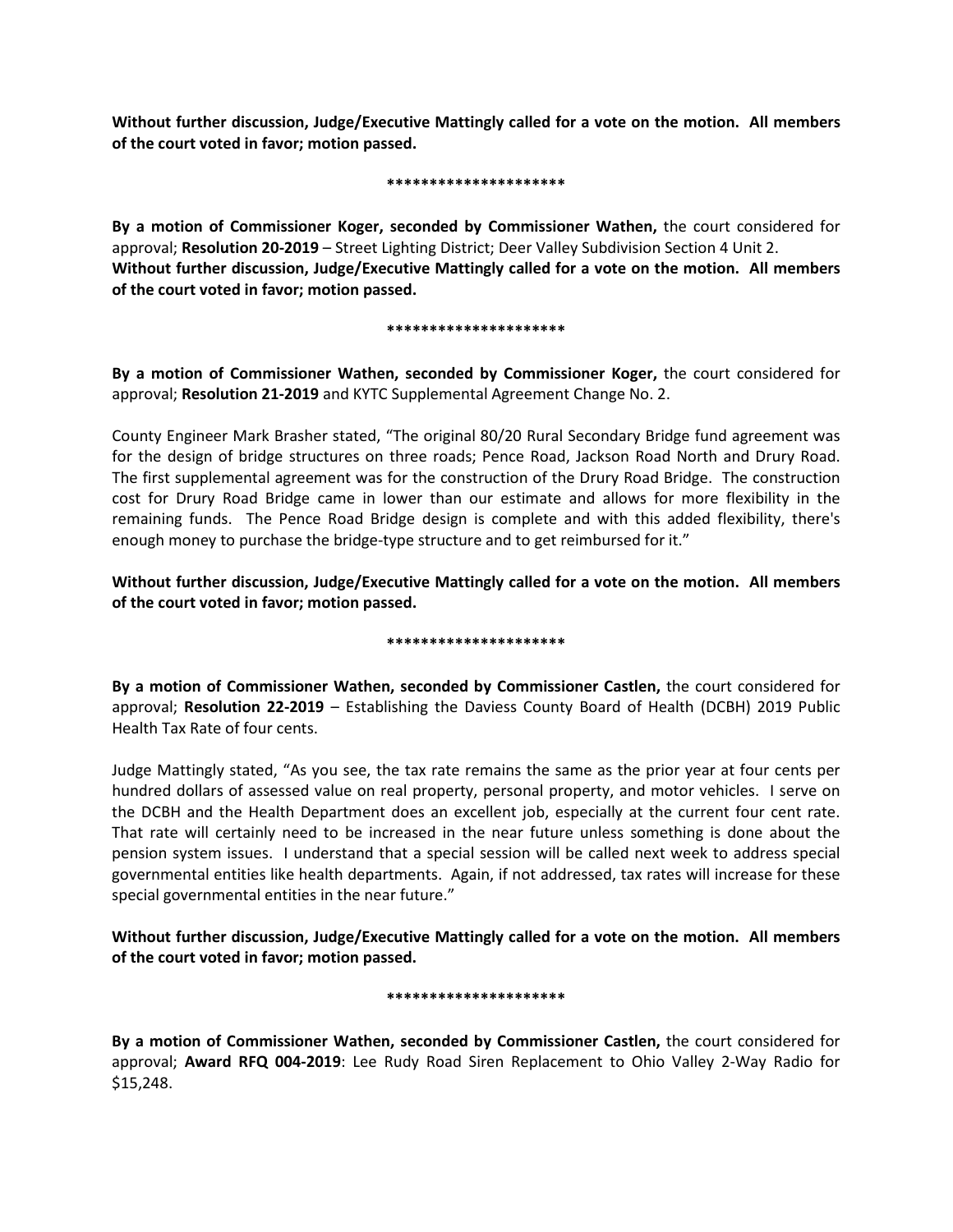**Without further discussion, Judge/Executive Mattingly called for a vote on the motion. All members of the court voted in favor; motion passed.**

*********************

**By a motion of Commissioner Koger, seconded by Commissioner Wathen,** the court considered for approval; **Resolution 20-2019** – Street Lighting District; Deer Valley Subdivision Section 4 Unit 2.
**Without further discussion, Judge/Executive Mattingly called for a vote on the motion. All members of the court voted in favor; motion passed.**

*********************

**By a motion of Commissioner Wathen, seconded by Commissioner Koger,** the court considered for approval; **Resolution 21-2019** and KYTC Supplemental Agreement Change No. 2.

County Engineer Mark Brasher stated, "The original 80/20 Rural Secondary Bridge fund agreement was for the design of bridge structures on three roads; Pence Road, Jackson Road North and Drury Road. The first supplemental agreement was for the construction of the Drury Road Bridge. The construction cost for Drury Road Bridge came in lower than our estimate and allows for more flexibility in the remaining funds. The Pence Road Bridge design is complete and with this added flexibility, there's enough money to purchase the bridge-type structure and to get reimbursed for it."

**Without further discussion, Judge/Executive Mattingly called for a vote on the motion. All members of the court voted in favor; motion passed.**

*********************

**By a motion of Commissioner Wathen, seconded by Commissioner Castlen,** the court considered for approval; **Resolution 22-2019** – Establishing the Daviess County Board of Health (DCBH) 2019 Public Health Tax Rate of four cents.

Judge Mattingly stated, "As you see, the tax rate remains the same as the prior year at four cents per hundred dollars of assessed value on real property, personal property, and motor vehicles. I serve on the DCBH and the Health Department does an excellent job, especially at the current four cent rate. That rate will certainly need to be increased in the near future unless something is done about the pension system issues. I understand that a special session will be called next week to address special governmental entities like health departments. Again, if not addressed, tax rates will increase for these special governmental entities in the near future."

**Without further discussion, Judge/Executive Mattingly called for a vote on the motion. All members of the court voted in favor; motion passed.**

*********************

**By a motion of Commissioner Wathen, seconded by Commissioner Castlen,** the court considered for approval; **Award RFQ 004-2019**: Lee Rudy Road Siren Replacement to Ohio Valley 2-Way Radio for $15,248.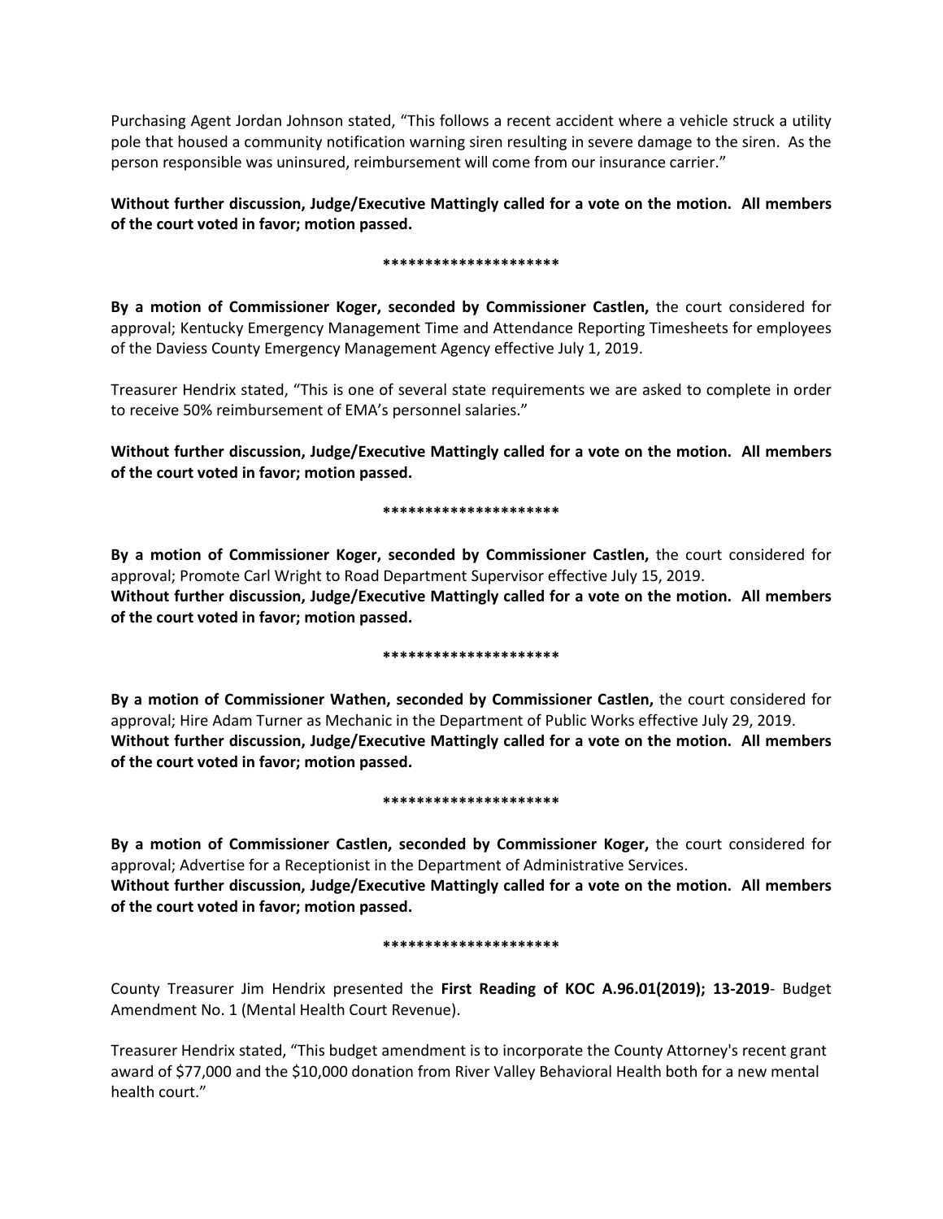Purchasing Agent Jordan Johnson stated, "This follows a recent accident where a vehicle struck a utility pole that housed a community notification warning siren resulting in severe damage to the siren. As the person responsible was uninsured, reimbursement will come from our insurance carrier."

**Without further discussion, Judge/Executive Mattingly called for a vote on the motion. All members of the court voted in favor; motion passed.**

**********************

**By a motion of Commissioner Koger, seconded by Commissioner Castlen,** the court considered for approval; Kentucky Emergency Management Time and Attendance Reporting Timesheets for employees of the Daviess County Emergency Management Agency effective July 1, 2019.

Treasurer Hendrix stated, "This is one of several state requirements we are asked to complete in order to receive 50% reimbursement of EMA's personnel salaries."

**Without further discussion, Judge/Executive Mattingly called for a vote on the motion. All members of the court voted in favor; motion passed.**

**********************

**By a motion of Commissioner Koger, seconded by Commissioner Castlen,** the court considered for approval; Promote Carl Wright to Road Department Supervisor effective July 15, 2019.
**Without further discussion, Judge/Executive Mattingly called for a vote on the motion. All members of the court voted in favor; motion passed.**

**********************

**By a motion of Commissioner Wathen, seconded by Commissioner Castlen,** the court considered for approval; Hire Adam Turner as Mechanic in the Department of Public Works effective July 29, 2019.
**Without further discussion, Judge/Executive Mattingly called for a vote on the motion. All members of the court voted in favor; motion passed.**

**********************

**By a motion of Commissioner Castlen, seconded by Commissioner Koger,** the court considered for approval; Advertise for a Receptionist in the Department of Administrative Services.
**Without further discussion, Judge/Executive Mattingly called for a vote on the motion. All members of the court voted in favor; motion passed.**

**********************

County Treasurer Jim Hendrix presented the **First Reading of KOC A.96.01(2019); 13-2019**- Budget Amendment No. 1 (Mental Health Court Revenue).

Treasurer Hendrix stated, "This budget amendment is to incorporate the County Attorney's recent grant award of $77,000 and the $10,000 donation from River Valley Behavioral Health both for a new mental health court."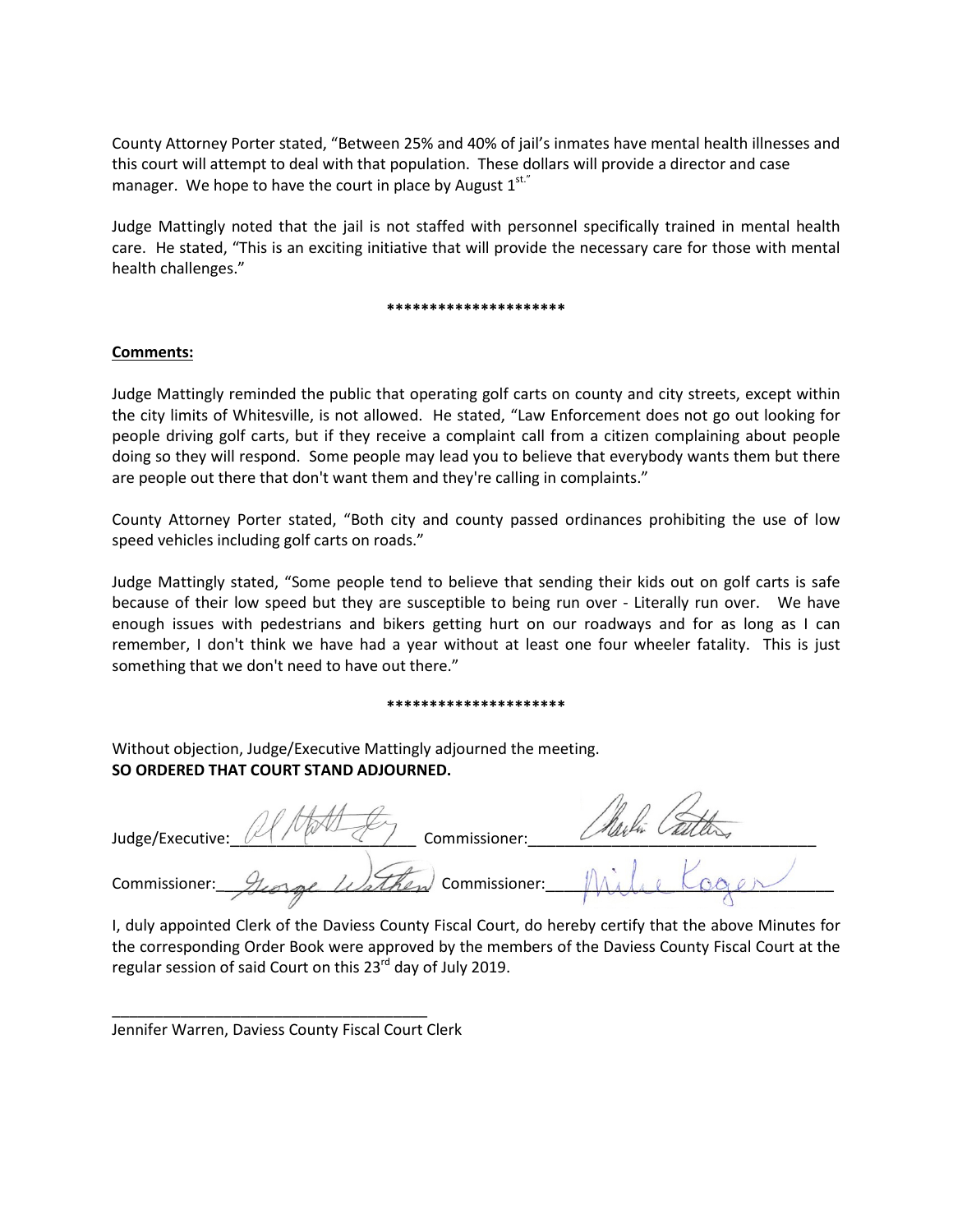County Attorney Porter stated, "Between 25% and 40% of jail's inmates have mental health illnesses and this court will attempt to deal with that population. These dollars will provide a director and case manager. We hope to have the court in place by August 1st."

Judge Mattingly noted that the jail is not staffed with personnel specifically trained in mental health care. He stated, "This is an exciting initiative that will provide the necessary care for those with mental health challenges."

********************

**Comments:**

Judge Mattingly reminded the public that operating golf carts on county and city streets, except within the city limits of Whitesville, is not allowed. He stated, "Law Enforcement does not go out looking for people driving golf carts, but if they receive a complaint call from a citizen complaining about people doing so they will respond. Some people may lead you to believe that everybody wants them but there are people out there that don't want them and they're calling in complaints."

County Attorney Porter stated, "Both city and county passed ordinances prohibiting the use of low speed vehicles including golf carts on roads."

Judge Mattingly stated, "Some people tend to believe that sending their kids out on golf carts is safe because of their low speed but they are susceptible to being run over - Literally run over. We have enough issues with pedestrians and bikers getting hurt on our roadways and for as long as I can remember, I don't think we have had a year without at least one four wheeler fatality. This is just something that we don't need to have out there."

********************

Without objection, Judge/Executive Mattingly adjourned the meeting.
**SO ORDERED THAT COURT STAND ADJOURNED.**

Judge/Executive: Al Mattingly Commissioner: Charlie Castlen

Commissioner: George Wathen Commissioner: Mike Koger

I, duly appointed Clerk of the Daviess County Fiscal Court, do hereby certify that the above Minutes for the corresponding Order Book were approved by the members of the Daviess County Fiscal Court at the regular session of said Court on this 23rd day of July 2019.

_____________________________________
Jennifer Warren, Daviess County Fiscal Court Clerk